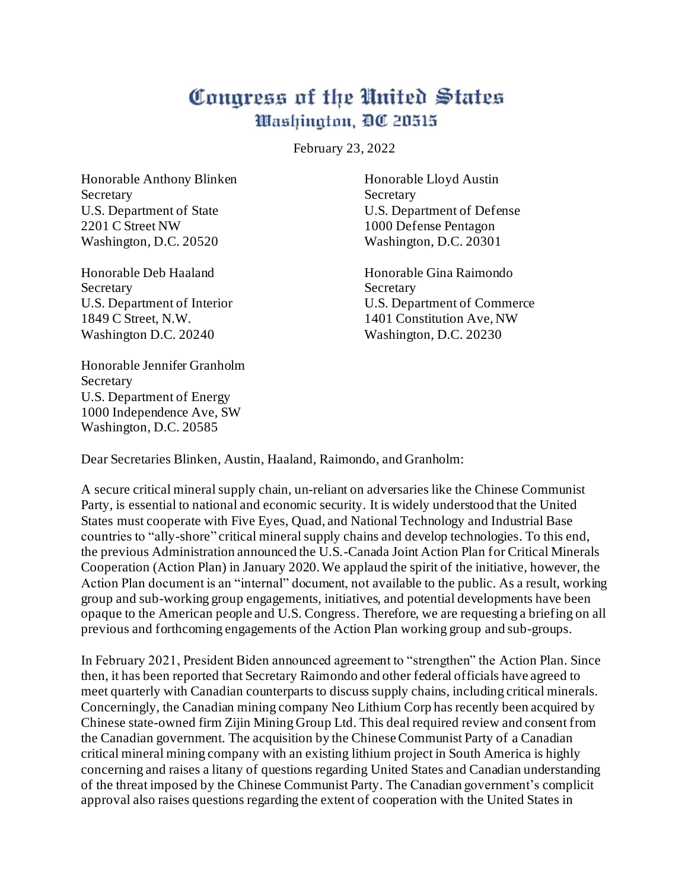# Congress of the United States
## Washington, DC 20515

February 23, 2022

Honorable Anthony Blinken
Secretary
U.S. Department of State
2201 C Street NW
Washington, D.C. 20520

Honorable Lloyd Austin
Secretary
U.S. Department of Defense
1000 Defense Pentagon
Washington, D.C. 20301

Honorable Deb Haaland
Secretary
U.S. Department of Interior
1849 C Street, N.W.
Washington D.C. 20240

Honorable Gina Raimondo
Secretary
U.S. Department of Commerce
1401 Constitution Ave, NW
Washington, D.C. 20230

Honorable Jennifer Granholm
Secretary
U.S. Department of Energy
1000 Independence Ave, SW
Washington, D.C. 20585

Dear Secretaries Blinken, Austin, Haaland, Raimondo, and Granholm:

A secure critical mineral supply chain, un-reliant on adversaries like the Chinese Communist Party, is essential to national and economic security. It is widely understood that the United States must cooperate with Five Eyes, Quad, and National Technology and Industrial Base countries to "ally-shore" critical mineral supply chains and develop technologies. To this end, the previous Administration announced the U.S.-Canada Joint Action Plan for Critical Minerals Cooperation (Action Plan) in January 2020. We applaud the spirit of the initiative, however, the Action Plan document is an "internal" document, not available to the public. As a result, working group and sub-working group engagements, initiatives, and potential developments have been opaque to the American people and U.S. Congress. Therefore, we are requesting a briefing on all previous and forthcoming engagements of the Action Plan working group and sub-groups.

In February 2021, President Biden announced agreement to "strengthen" the Action Plan. Since then, it has been reported that Secretary Raimondo and other federal officials have agreed to meet quarterly with Canadian counterparts to discuss supply chains, including critical minerals. Concerningly, the Canadian mining company Neo Lithium Corp has recently been acquired by Chinese state-owned firm Zijin Mining Group Ltd. This deal required review and consent from the Canadian government. The acquisition by the Chinese Communist Party of a Canadian critical mineral mining company with an existing lithium project in South America is highly concerning and raises a litany of questions regarding United States and Canadian understanding of the threat imposed by the Chinese Communist Party. The Canadian government's complicit approval also raises questions regarding the extent of cooperation with the United States in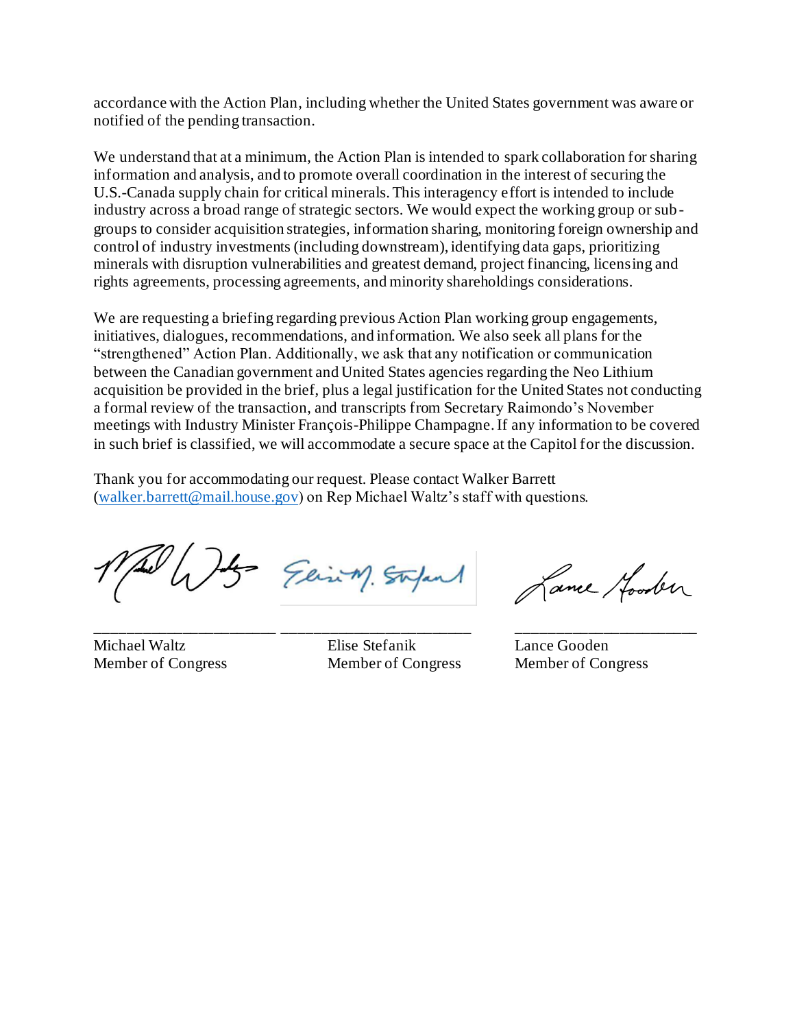accordance with the Action Plan, including whether the United States government was aware or notified of the pending transaction.

We understand that at a minimum, the Action Plan is intended to spark collaboration for sharing information and analysis, and to promote overall coordination in the interest of securing the U.S.-Canada supply chain for critical minerals. This interagency effort is intended to include industry across a broad range of strategic sectors. We would expect the working group or sub-groups to consider acquisition strategies, information sharing, monitoring foreign ownership and control of industry investments (including downstream), identifying data gaps, prioritizing minerals with disruption vulnerabilities and greatest demand, project financing, licensing and rights agreements, processing agreements, and minority shareholdings considerations.

We are requesting a briefing regarding previous Action Plan working group engagements, initiatives, dialogues, recommendations, and information. We also seek all plans for the "strengthened" Action Plan. Additionally, we ask that any notification or communication between the Canadian government and United States agencies regarding the Neo Lithium acquisition be provided in the brief, plus a legal justification for the United States not conducting a formal review of the transaction, and transcripts from Secretary Raimondo's November meetings with Industry Minister François-Philippe Champagne. If any information to be covered in such brief is classified, we will accommodate a secure space at the Capitol for the discussion.

Thank you for accommodating our request. Please contact Walker Barrett (walker.barrett@mail.house.gov) on Rep Michael Waltz's staff with questions.

| | | |
|---|---|---|
| Michael Waltz<br>Member of Congress | Elise Stefanik<br>Member of Congress | Lance Gooden<br>Member of Congress |